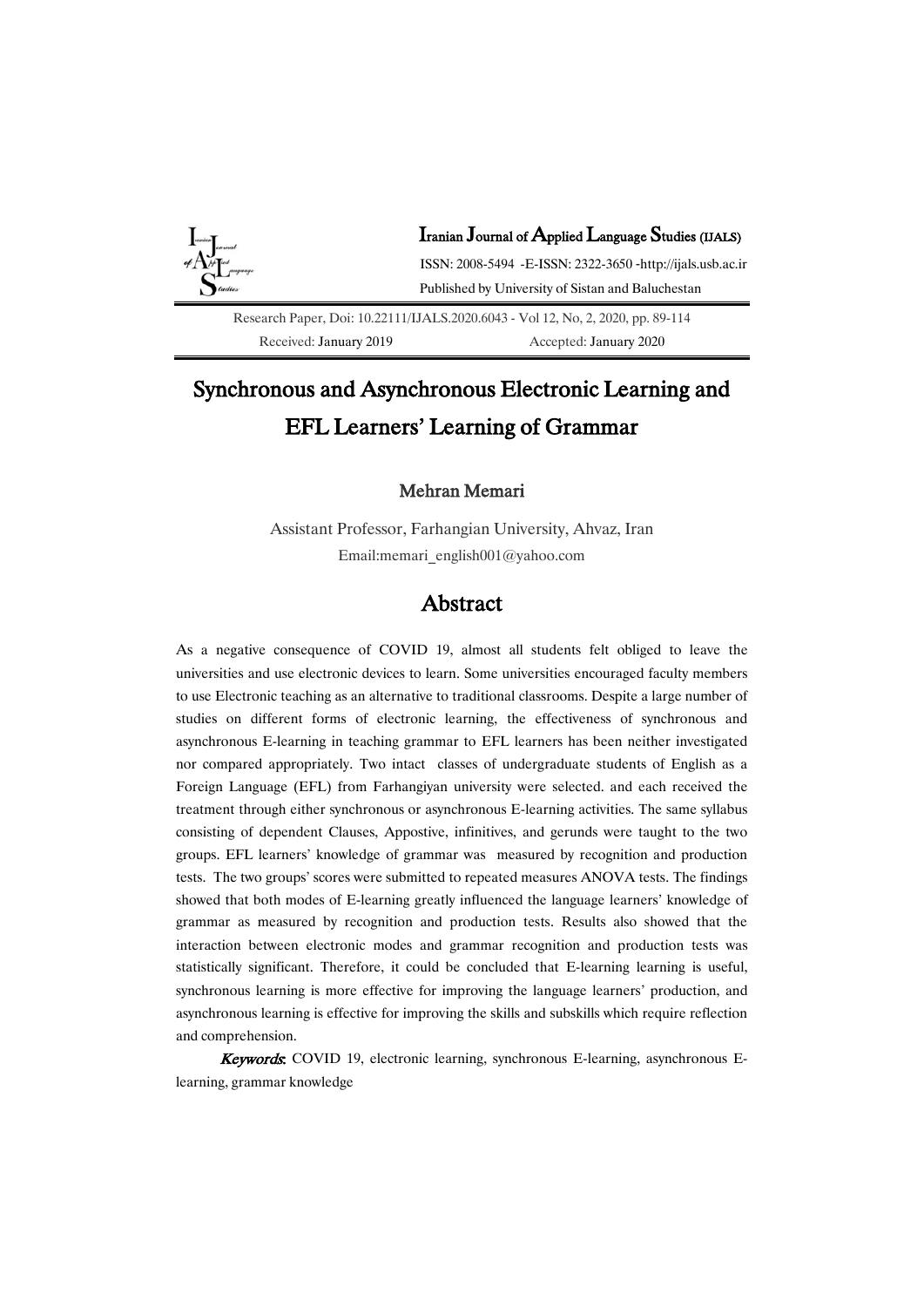Iranian Journal of Applied Language Studies (IJALS)

ISSN: 2008-5494 -E-ISSN: 2322-3650 -http://ijals.usb.ac.ir

Published by University of Sistan and Baluchestan

Research Paper, Doi: 10.22111/IJALS.2020.6043 - Vol 12, No, 2, 2020, pp. 89-114

Received: January 2019 Accepted: January 2020

# Synchronous and Asynchronous Electronic Learning and EFL Learners' Learning of Grammar

**Mehran Memari**

Assistant Professor, Farhangian University, Ahvaz, Iran

Email:memari_english001@yahoo.com

## Abstract

As a negative consequence of COVID 19, almost all students felt obliged to leave the universities and use electronic devices to learn. Some universities encouraged faculty members to use Electronic teaching as an alternative to traditional classrooms. Despite a large number of studies on different forms of electronic learning, the effectiveness of synchronous and asynchronous E-learning in teaching grammar to EFL learners has been neither investigated nor compared appropriately. Two intact classes of undergraduate students of English as a Foreign Language (EFL) from Farhangiyan university were selected. and each received the treatment through either synchronous or asynchronous E-learning activities. The same syllabus consisting of dependent Clauses, Appostive, infinitives, and gerunds were taught to the two groups. EFL learners' knowledge of grammar was measured by recognition and production tests. The two groups' scores were submitted to repeated measures ANOVA tests. The findings showed that both modes of E-learning greatly influenced the language learners' knowledge of grammar as measured by recognition and production tests. Results also showed that the interaction between electronic modes and grammar recognition and production tests was statistically significant. Therefore, it could be concluded that E-learning learning is useful, synchronous learning is more effective for improving the language learners' production, and asynchronous learning is effective for improving the skills and subskills which require reflection and comprehension.

***Keywords***: COVID 19, electronic learning, synchronous E-learning, asynchronous E-learning, grammar knowledge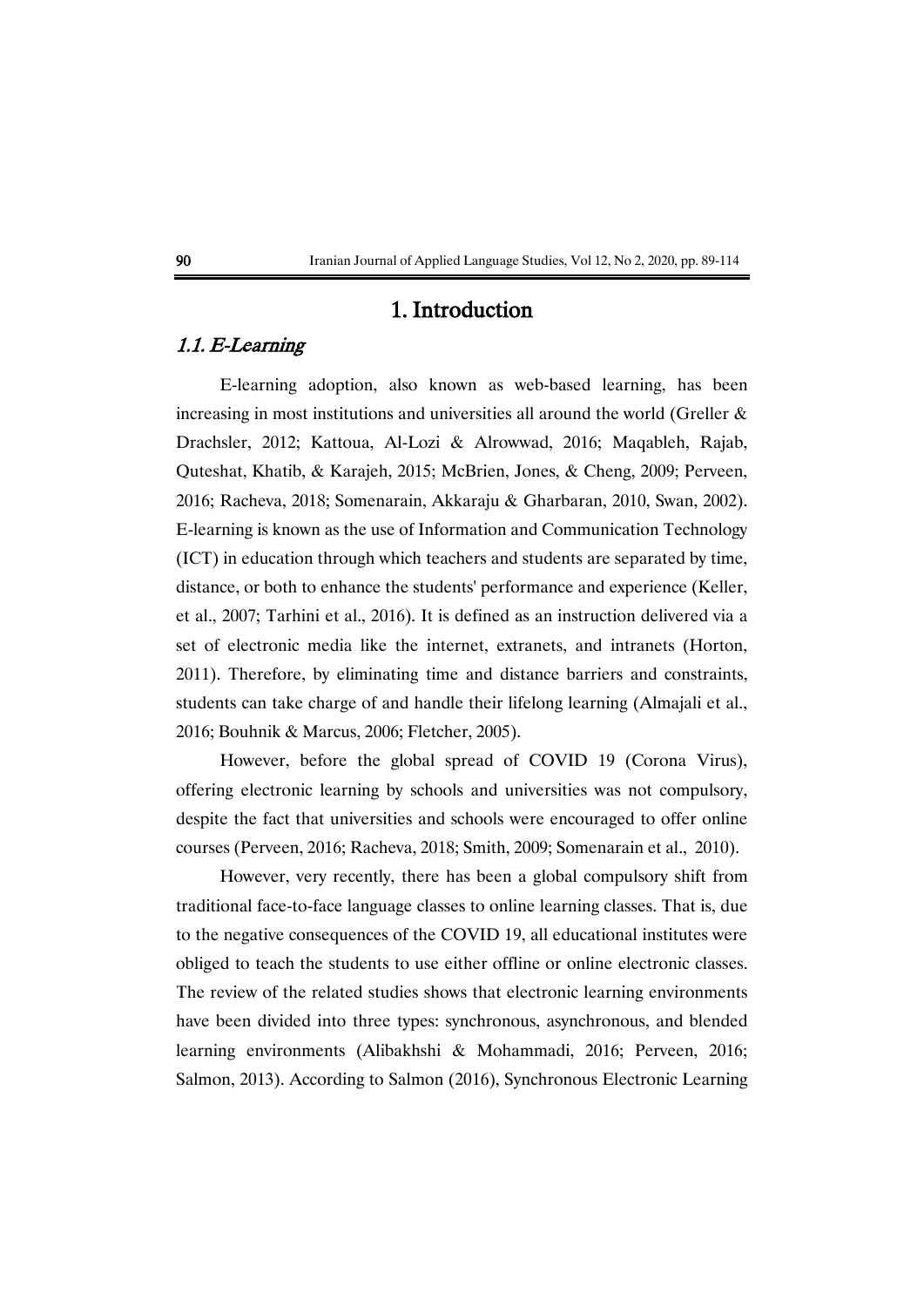# 1. Introduction

## *1.1. E-Learning*

E-learning adoption, also known as web-based learning, has been increasing in most institutions and universities all around the world (Greller & Drachsler, 2012; Kattoua, Al-Lozi & Alrowwad, 2016; Maqableh, Rajab, Quteshat, Khatib, & Karajeh, 2015; McBrien, Jones, & Cheng, 2009; Perveen, 2016; Racheva, 2018; Somenarain, Akkaraju & Gharbaran, 2010, Swan, 2002). E-learning is known as the use of Information and Communication Technology (ICT) in education through which teachers and students are separated by time, distance, or both to enhance the students' performance and experience (Keller, et al., 2007; Tarhini et al., 2016). It is defined as an instruction delivered via a set of electronic media like the internet, extranets, and intranets (Horton, 2011). Therefore, by eliminating time and distance barriers and constraints, students can take charge of and handle their lifelong learning (Almajali et al., 2016; Bouhnik & Marcus, 2006; Fletcher, 2005).

However, before the global spread of COVID 19 (Corona Virus), offering electronic learning by schools and universities was not compulsory, despite the fact that universities and schools were encouraged to offer online courses (Perveen, 2016; Racheva, 2018; Smith, 2009; Somenarain et al., 2010).

However, very recently, there has been a global compulsory shift from traditional face-to-face language classes to online learning classes. That is, due to the negative consequences of the COVID 19, all educational institutes were obliged to teach the students to use either offline or online electronic classes. The review of the related studies shows that electronic learning environments have been divided into three types: synchronous, asynchronous, and blended learning environments (Alibakhshi & Mohammadi, 2016; Perveen, 2016; Salmon, 2013). According to Salmon (2016), Synchronous Electronic Learning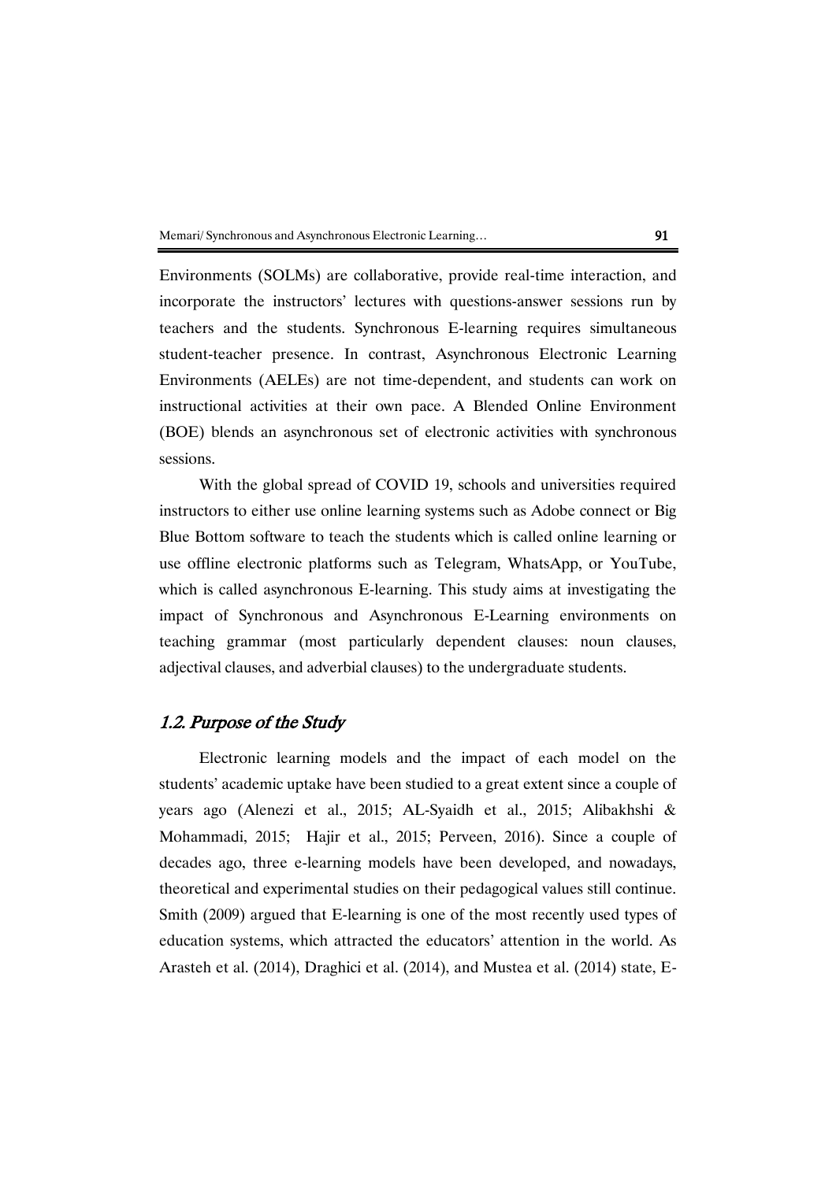Environments (SOLMs) are collaborative, provide real-time interaction, and incorporate the instructors' lectures with questions-answer sessions run by teachers and the students. Synchronous E-learning requires simultaneous student-teacher presence. In contrast, Asynchronous Electronic Learning Environments (AELEs) are not time-dependent, and students can work on instructional activities at their own pace. A Blended Online Environment (BOE) blends an asynchronous set of electronic activities with synchronous sessions.

With the global spread of COVID 19, schools and universities required instructors to either use online learning systems such as Adobe connect or Big Blue Bottom software to teach the students which is called online learning or use offline electronic platforms such as Telegram, WhatsApp, or YouTube, which is called asynchronous E-learning. This study aims at investigating the impact of Synchronous and Asynchronous E-Learning environments on teaching grammar (most particularly dependent clauses: noun clauses, adjectival clauses, and adverbial clauses) to the undergraduate students.

## *1.2. Purpose of the Study*

Electronic learning models and the impact of each model on the students' academic uptake have been studied to a great extent since a couple of years ago (Alenezi et al., 2015; AL-Syaidh et al., 2015; Alibakhshi & Mohammadi, 2015; Hajir et al., 2015; Perveen, 2016). Since a couple of decades ago, three e-learning models have been developed, and nowadays, theoretical and experimental studies on their pedagogical values still continue. Smith (2009) argued that E-learning is one of the most recently used types of education systems, which attracted the educators' attention in the world. As Arasteh et al. (2014), Draghici et al. (2014), and Mustea et al. (2014) state, E-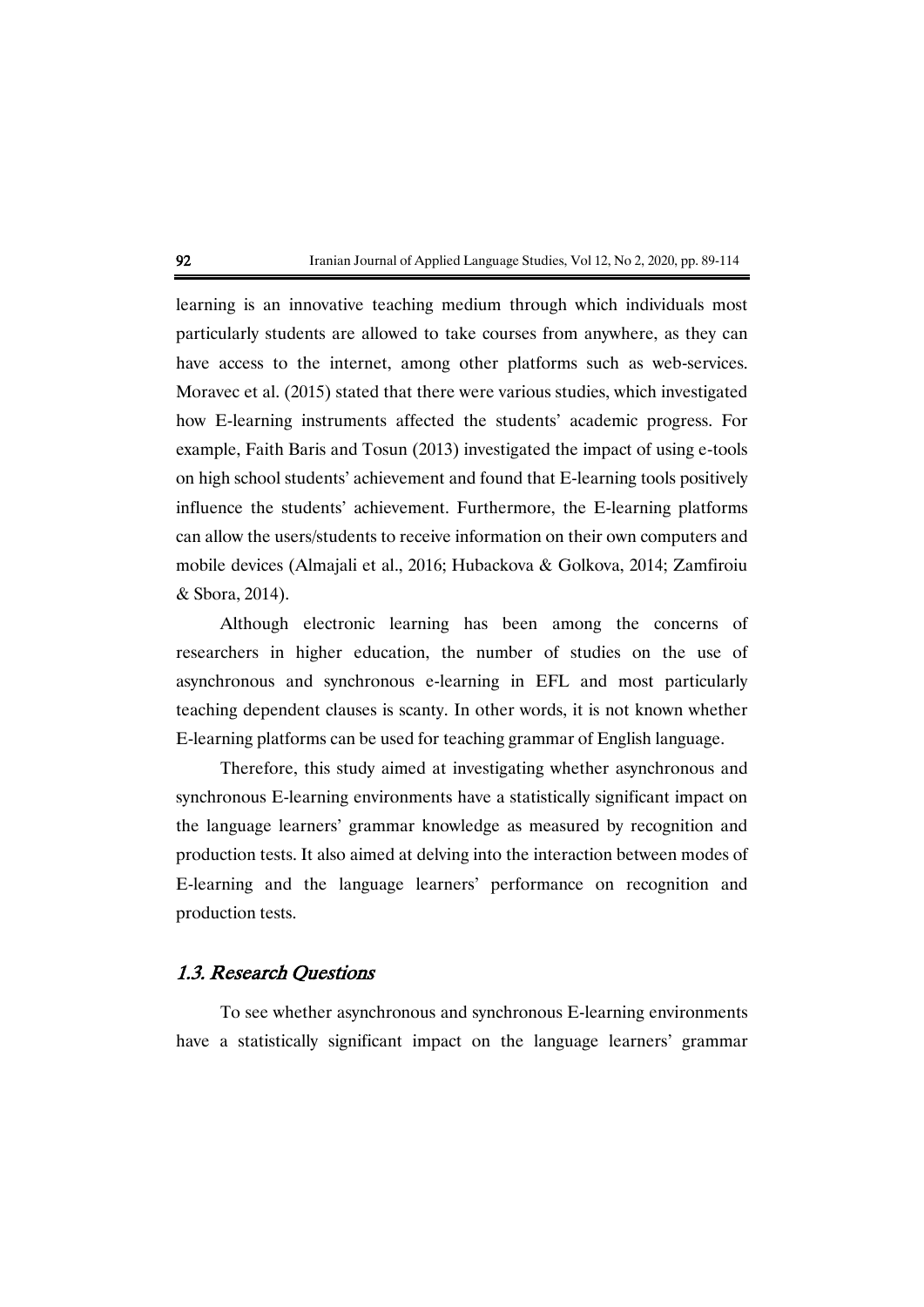learning is an innovative teaching medium through which individuals most particularly students are allowed to take courses from anywhere, as they can have access to the internet, among other platforms such as web-services. Moravec et al. (2015) stated that there were various studies, which investigated how E-learning instruments affected the students' academic progress. For example, Faith Baris and Tosun (2013) investigated the impact of using e-tools on high school students' achievement and found that E-learning tools positively influence the students' achievement. Furthermore, the E-learning platforms can allow the users/students to receive information on their own computers and mobile devices (Almajali et al., 2016; Hubackova & Golkova, 2014; Zamfiroiu & Sbora, 2014).

Although electronic learning has been among the concerns of researchers in higher education, the number of studies on the use of asynchronous and synchronous e-learning in EFL and most particularly teaching dependent clauses is scanty. In other words, it is not known whether E-learning platforms can be used for teaching grammar of English language.

Therefore, this study aimed at investigating whether asynchronous and synchronous E-learning environments have a statistically significant impact on the language learners' grammar knowledge as measured by recognition and production tests. It also aimed at delving into the interaction between modes of E-learning and the language learners' performance on recognition and production tests.

### *1.3. Research Questions*

To see whether asynchronous and synchronous E-learning environments have a statistically significant impact on the language learners' grammar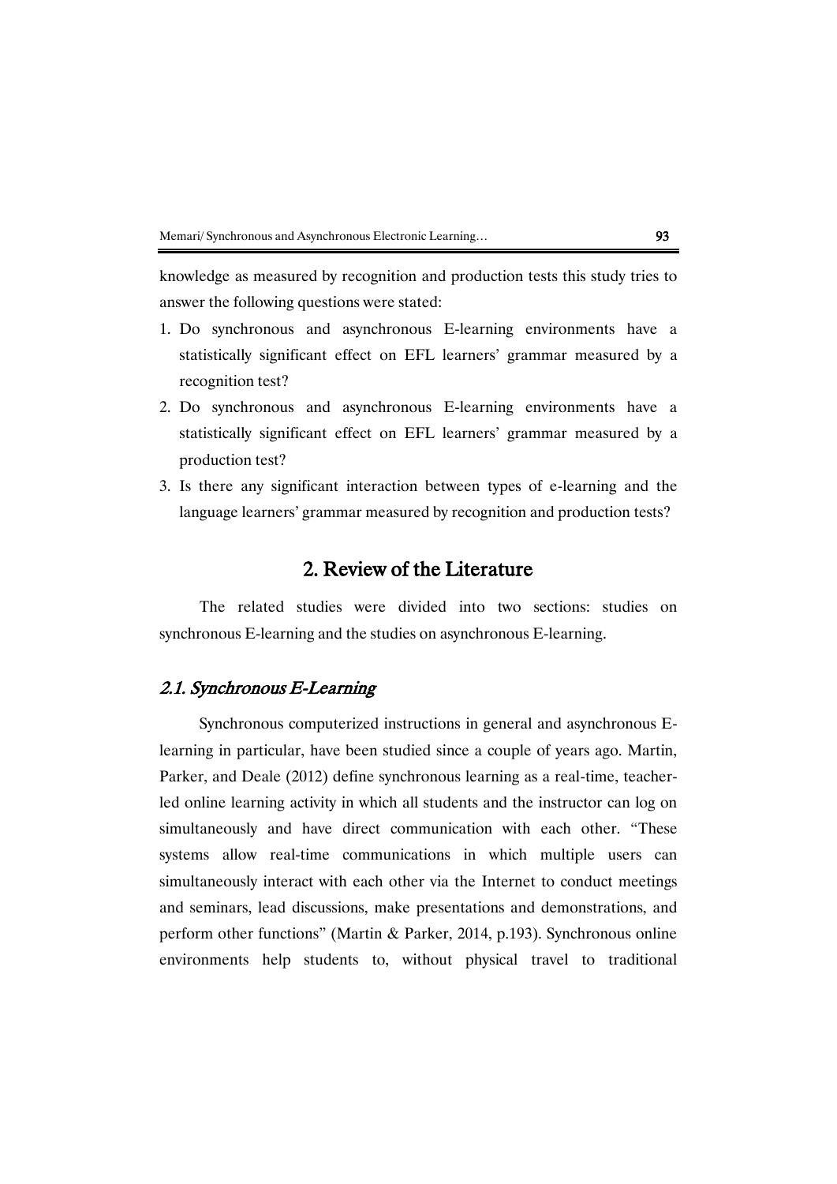knowledge as measured by recognition and production tests this study tries to answer the following questions were stated:

1. Do synchronous and asynchronous E-learning environments have a statistically significant effect on EFL learners' grammar measured by a recognition test?
2. Do synchronous and asynchronous E-learning environments have a statistically significant effect on EFL learners' grammar measured by a production test?
3. Is there any significant interaction between types of e-learning and the language learners' grammar measured by recognition and production tests?

## 2. Review of the Literature

The related studies were divided into two sections: studies on synchronous E-learning and the studies on asynchronous E-learning.

### *2.1. Synchronous E-Learning*

Synchronous computerized instructions in general and asynchronous E-learning in particular, have been studied since a couple of years ago. Martin, Parker, and Deale (2012) define synchronous learning as a real-time, teacher-led online learning activity in which all students and the instructor can log on simultaneously and have direct communication with each other. "These systems allow real-time communications in which multiple users can simultaneously interact with each other via the Internet to conduct meetings and seminars, lead discussions, make presentations and demonstrations, and perform other functions" (Martin & Parker, 2014, p.193). Synchronous online environments help students to, without physical travel to traditional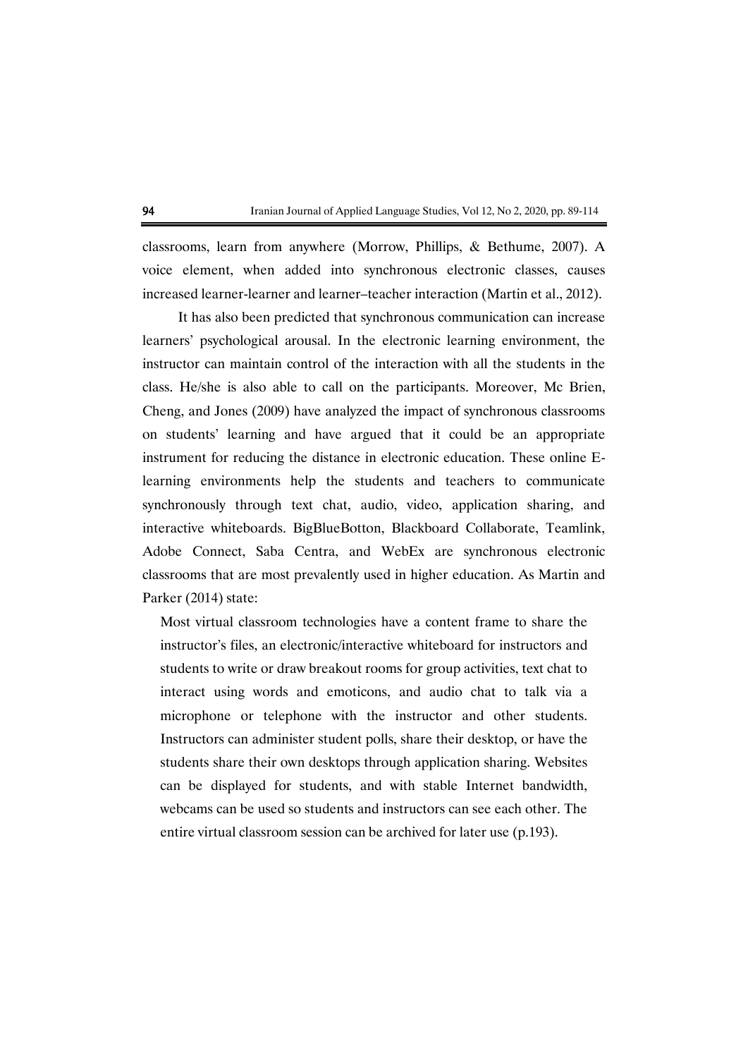classrooms, learn from anywhere (Morrow, Phillips, & Bethume, 2007). A voice element, when added into synchronous electronic classes, causes increased learner-learner and learner–teacher interaction (Martin et al., 2012).

It has also been predicted that synchronous communication can increase learners' psychological arousal. In the electronic learning environment, the instructor can maintain control of the interaction with all the students in the class. He/she is also able to call on the participants. Moreover, Mc Brien, Cheng, and Jones (2009) have analyzed the impact of synchronous classrooms on students' learning and have argued that it could be an appropriate instrument for reducing the distance in electronic education. These online E-learning environments help the students and teachers to communicate synchronously through text chat, audio, video, application sharing, and interactive whiteboards. BigBlueBotton, Blackboard Collaborate, Teamlink, Adobe Connect, Saba Centra, and WebEx are synchronous electronic classrooms that are most prevalently used in higher education. As Martin and Parker (2014) state:

> Most virtual classroom technologies have a content frame to share the instructor's files, an electronic/interactive whiteboard for instructors and students to write or draw breakout rooms for group activities, text chat to interact using words and emoticons, and audio chat to talk via a microphone or telephone with the instructor and other students. Instructors can administer student polls, share their desktop, or have the students share their own desktops through application sharing. Websites can be displayed for students, and with stable Internet bandwidth, webcams can be used so students and instructors can see each other. The entire virtual classroom session can be archived for later use (p.193).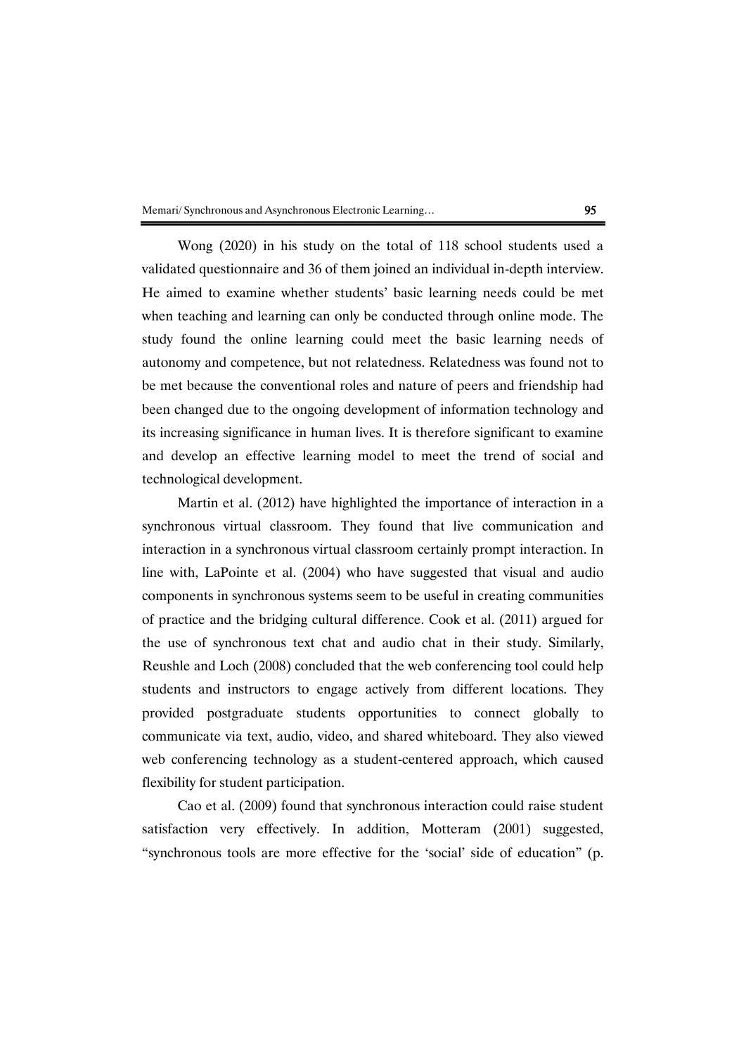Wong (2020) in his study on the total of 118 school students used a validated questionnaire and 36 of them joined an individual in-depth interview. He aimed to examine whether students' basic learning needs could be met when teaching and learning can only be conducted through online mode. The study found the online learning could meet the basic learning needs of autonomy and competence, but not relatedness. Relatedness was found not to be met because the conventional roles and nature of peers and friendship had been changed due to the ongoing development of information technology and its increasing significance in human lives. It is therefore significant to examine and develop an effective learning model to meet the trend of social and technological development.

Martin et al. (2012) have highlighted the importance of interaction in a synchronous virtual classroom. They found that live communication and interaction in a synchronous virtual classroom certainly prompt interaction. In line with, LaPointe et al. (2004) who have suggested that visual and audio components in synchronous systems seem to be useful in creating communities of practice and the bridging cultural difference. Cook et al. (2011) argued for the use of synchronous text chat and audio chat in their study. Similarly, Reushle and Loch (2008) concluded that the web conferencing tool could help students and instructors to engage actively from different locations. They provided postgraduate students opportunities to connect globally to communicate via text, audio, video, and shared whiteboard. They also viewed web conferencing technology as a student-centered approach, which caused flexibility for student participation.

Cao et al. (2009) found that synchronous interaction could raise student satisfaction very effectively. In addition, Motteram (2001) suggested, "synchronous tools are more effective for the 'social' side of education" (p.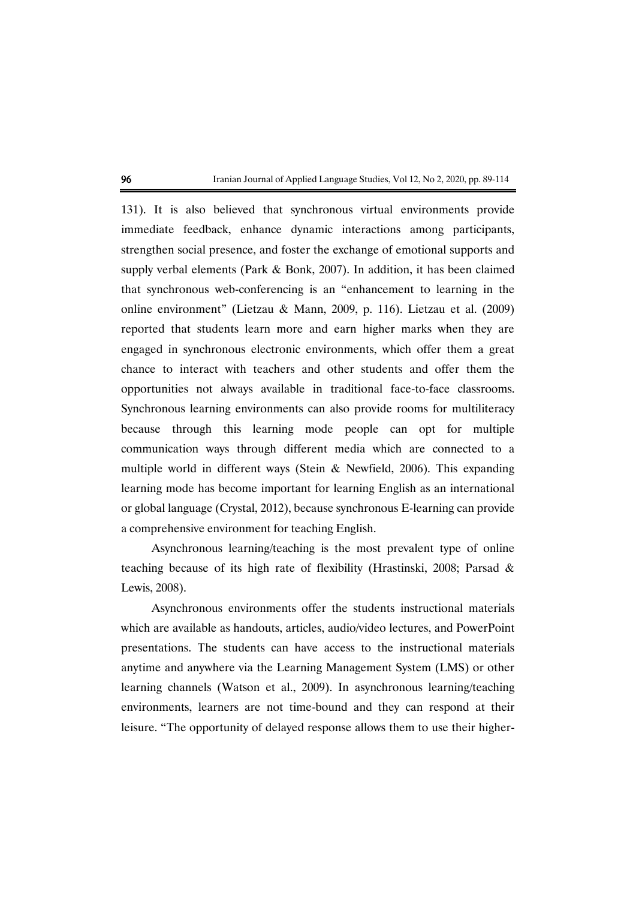131). It is also believed that synchronous virtual environments provide immediate feedback, enhance dynamic interactions among participants, strengthen social presence, and foster the exchange of emotional supports and supply verbal elements (Park & Bonk, 2007). In addition, it has been claimed that synchronous web-conferencing is an "enhancement to learning in the online environment" (Lietzau & Mann, 2009, p. 116). Lietzau et al. (2009) reported that students learn more and earn higher marks when they are engaged in synchronous electronic environments, which offer them a great chance to interact with teachers and other students and offer them the opportunities not always available in traditional face-to-face classrooms. Synchronous learning environments can also provide rooms for multiliteracy because through this learning mode people can opt for multiple communication ways through different media which are connected to a multiple world in different ways (Stein & Newfield, 2006). This expanding learning mode has become important for learning English as an international or global language (Crystal, 2012), because synchronous E-learning can provide a comprehensive environment for teaching English.

Asynchronous learning/teaching is the most prevalent type of online teaching because of its high rate of flexibility (Hrastinski, 2008; Parsad & Lewis, 2008).

Asynchronous environments offer the students instructional materials which are available as handouts, articles, audio/video lectures, and PowerPoint presentations. The students can have access to the instructional materials anytime and anywhere via the Learning Management System (LMS) or other learning channels (Watson et al., 2009). In asynchronous learning/teaching environments, learners are not time-bound and they can respond at their leisure. "The opportunity of delayed response allows them to use their higher-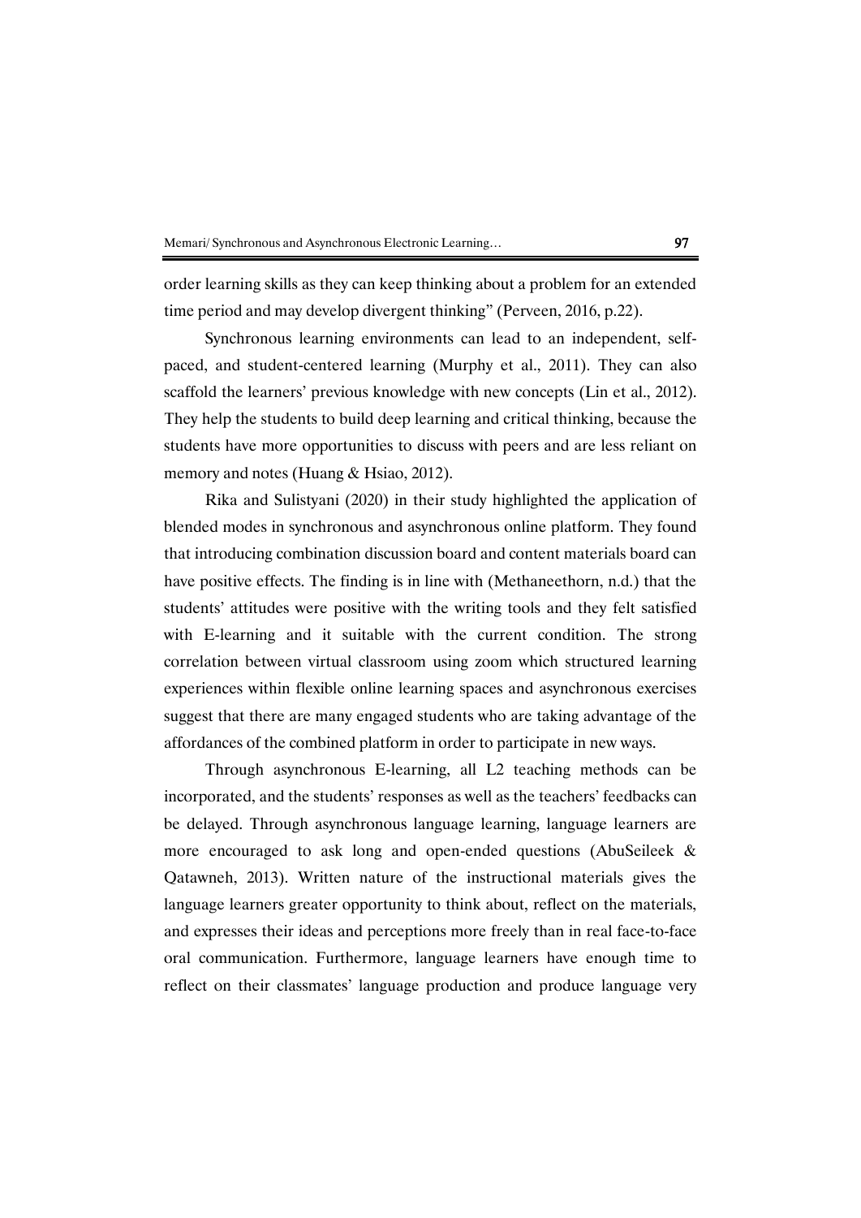order learning skills as they can keep thinking about a problem for an extended time period and may develop divergent thinking" (Perveen, 2016, p.22).

Synchronous learning environments can lead to an independent, self-paced, and student-centered learning (Murphy et al., 2011). They can also scaffold the learners' previous knowledge with new concepts (Lin et al., 2012). They help the students to build deep learning and critical thinking, because the students have more opportunities to discuss with peers and are less reliant on memory and notes (Huang & Hsiao, 2012).

Rika and Sulistyani (2020) in their study highlighted the application of blended modes in synchronous and asynchronous online platform. They found that introducing combination discussion board and content materials board can have positive effects. The finding is in line with (Methaneethorn, n.d.) that the students' attitudes were positive with the writing tools and they felt satisfied with E-learning and it suitable with the current condition. The strong correlation between virtual classroom using zoom which structured learning experiences within flexible online learning spaces and asynchronous exercises suggest that there are many engaged students who are taking advantage of the affordances of the combined platform in order to participate in new ways.

Through asynchronous E-learning, all L2 teaching methods can be incorporated, and the students' responses as well as the teachers' feedbacks can be delayed. Through asynchronous language learning, language learners are more encouraged to ask long and open-ended questions (AbuSeileek & Qatawneh, 2013). Written nature of the instructional materials gives the language learners greater opportunity to think about, reflect on the materials, and expresses their ideas and perceptions more freely than in real face-to-face oral communication. Furthermore, language learners have enough time to reflect on their classmates' language production and produce language very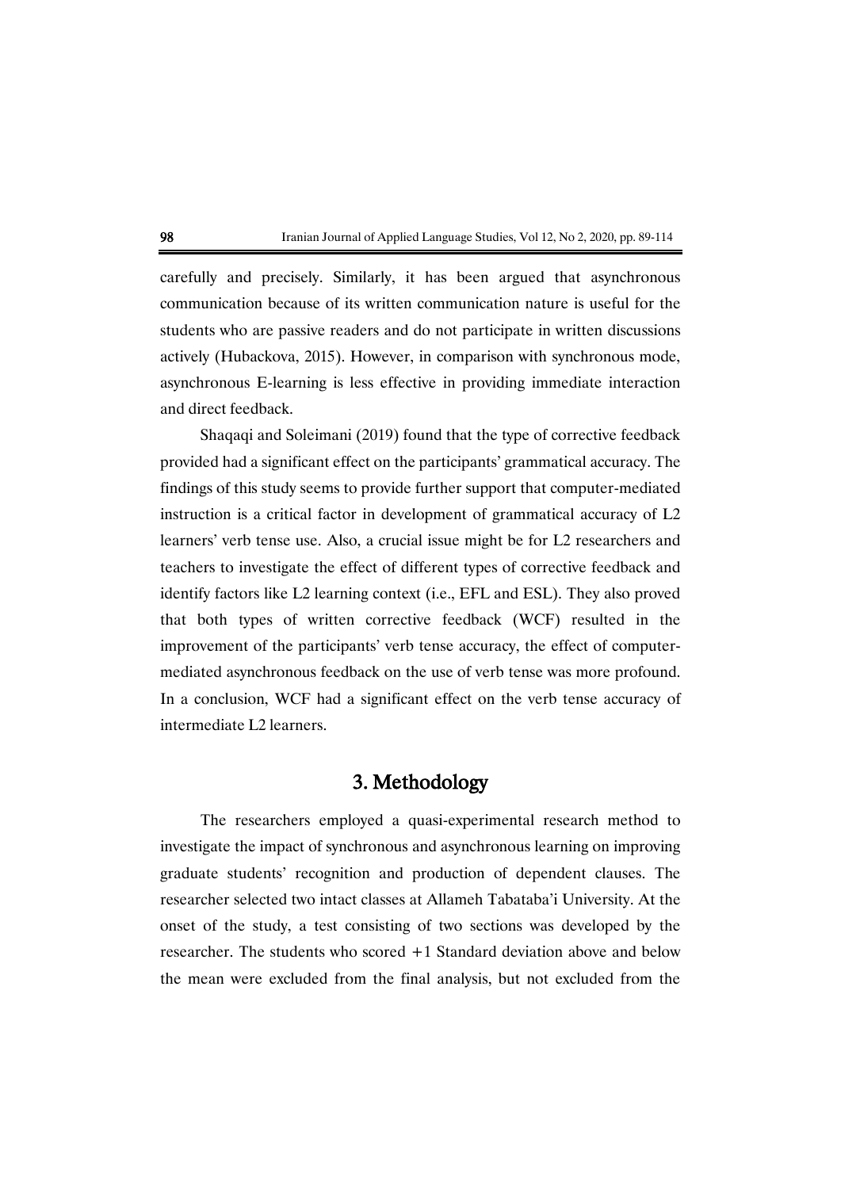carefully and precisely. Similarly, it has been argued that asynchronous communication because of its written communication nature is useful for the students who are passive readers and do not participate in written discussions actively (Hubackova, 2015). However, in comparison with synchronous mode, asynchronous E-learning is less effective in providing immediate interaction and direct feedback.

Shaqaqi and Soleimani (2019) found that the type of corrective feedback provided had a significant effect on the participants' grammatical accuracy. The findings of this study seems to provide further support that computer-mediated instruction is a critical factor in development of grammatical accuracy of L2 learners' verb tense use. Also, a crucial issue might be for L2 researchers and teachers to investigate the effect of different types of corrective feedback and identify factors like L2 learning context (i.e., EFL and ESL). They also proved that both types of written corrective feedback (WCF) resulted in the improvement of the participants' verb tense accuracy, the effect of computer-mediated asynchronous feedback on the use of verb tense was more profound. In a conclusion, WCF had a significant effect on the verb tense accuracy of intermediate L2 learners.

## 3. Methodology

The researchers employed a quasi-experimental research method to investigate the impact of synchronous and asynchronous learning on improving graduate students' recognition and production of dependent clauses. The researcher selected two intact classes at Allameh Tabataba'i University. At the onset of the study, a test consisting of two sections was developed by the researcher. The students who scored +1 Standard deviation above and below the mean were excluded from the final analysis, but not excluded from the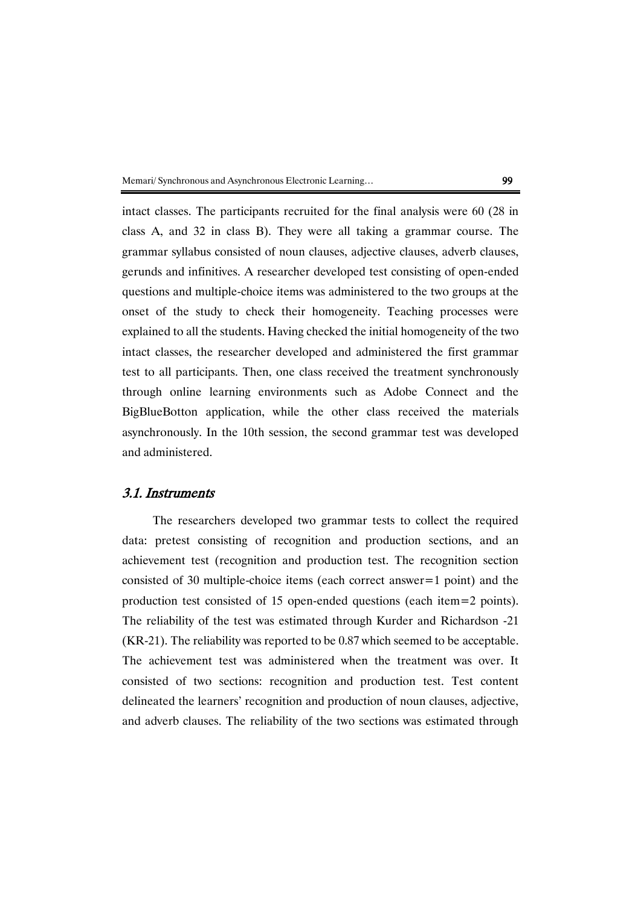intact classes. The participants recruited for the final analysis were 60 (28 in class A, and 32 in class B). They were all taking a grammar course. The grammar syllabus consisted of noun clauses, adjective clauses, adverb clauses, gerunds and infinitives. A researcher developed test consisting of open-ended questions and multiple-choice items was administered to the two groups at the onset of the study to check their homogeneity. Teaching processes were explained to all the students. Having checked the initial homogeneity of the two intact classes, the researcher developed and administered the first grammar test to all participants. Then, one class received the treatment synchronously through online learning environments such as Adobe Connect and the BigBlueBotton application, while the other class received the materials asynchronously. In the 10th session, the second grammar test was developed and administered.

### *3.1. Instruments*

The researchers developed two grammar tests to collect the required data: pretest consisting of recognition and production sections, and an achievement test (recognition and production test. The recognition section consisted of 30 multiple-choice items (each correct answer=1 point) and the production test consisted of 15 open-ended questions (each item=2 points). The reliability of the test was estimated through Kurder and Richardson -21 (KR-21). The reliability was reported to be 0.87 which seemed to be acceptable. The achievement test was administered when the treatment was over. It consisted of two sections: recognition and production test. Test content delineated the learners' recognition and production of noun clauses, adjective, and adverb clauses. The reliability of the two sections was estimated through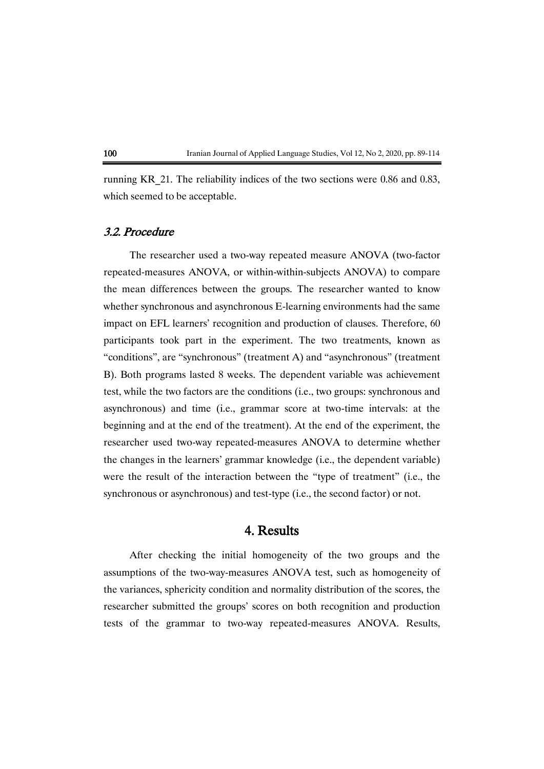running KR_21. The reliability indices of the two sections were 0.86 and 0.83, which seemed to be acceptable.

### *3.2. Procedure*

The researcher used a two-way repeated measure ANOVA (two-factor repeated-measures ANOVA, or within-within-subjects ANOVA) to compare the mean differences between the groups. The researcher wanted to know whether synchronous and asynchronous E-learning environments had the same impact on EFL learners' recognition and production of clauses. Therefore, 60 participants took part in the experiment. The two treatments, known as "conditions", are "synchronous" (treatment A) and "asynchronous" (treatment B). Both programs lasted 8 weeks. The dependent variable was achievement test, while the two factors are the conditions (i.e., two groups: synchronous and asynchronous) and time (i.e., grammar score at two-time intervals: at the beginning and at the end of the treatment). At the end of the experiment, the researcher used two-way repeated-measures ANOVA to determine whether the changes in the learners' grammar knowledge (i.e., the dependent variable) were the result of the interaction between the "type of treatment" (i.e., the synchronous or asynchronous) and test-type (i.e., the second factor) or not.

## 4. Results

After checking the initial homogeneity of the two groups and the assumptions of the two-way-measures ANOVA test, such as homogeneity of the variances, sphericity condition and normality distribution of the scores, the researcher submitted the groups' scores on both recognition and production tests of the grammar to two-way repeated-measures ANOVA. Results,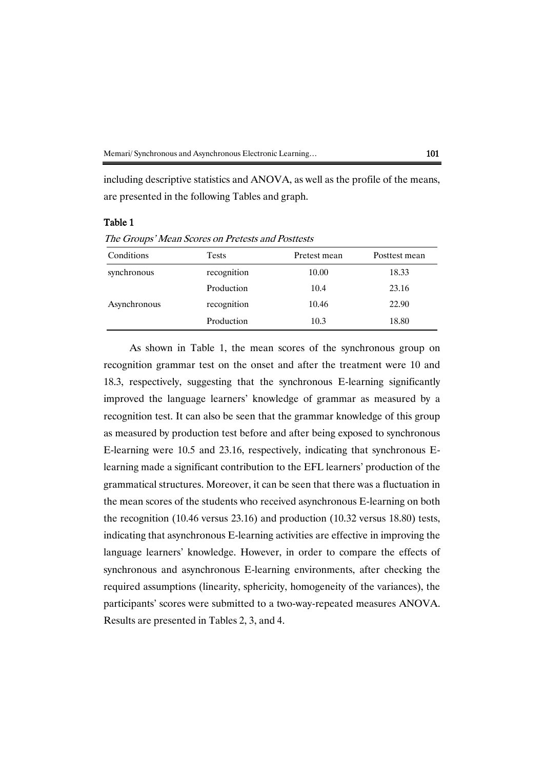including descriptive statistics and ANOVA, as well as the profile of the means, are presented in the following Tables and graph.

**Table 1**

*The Groups' Mean Scores on Pretests and Posttests*

| Conditions | Tests | Pretest mean | Posttest mean |
|---|---|---|---|
| synchronous | recognition | 10.00 | 18.33 |
| | Production | 10.4 | 23.16 |
| Asynchronous | recognition | 10.46 | 22.90 |
| | Production | 10.3 | 18.80 |

As shown in Table 1, the mean scores of the synchronous group on recognition grammar test on the onset and after the treatment were 10 and 18.3, respectively, suggesting that the synchronous E-learning significantly improved the language learners' knowledge of grammar as measured by a recognition test. It can also be seen that the grammar knowledge of this group as measured by production test before and after being exposed to synchronous E-learning were 10.5 and 23.16, respectively, indicating that synchronous E-learning made a significant contribution to the EFL learners' production of the grammatical structures. Moreover, it can be seen that there was a fluctuation in the mean scores of the students who received asynchronous E-learning on both the recognition (10.46 versus 23.16) and production (10.32 versus 18.80) tests, indicating that asynchronous E-learning activities are effective in improving the language learners' knowledge. However, in order to compare the effects of synchronous and asynchronous E-learning environments, after checking the required assumptions (linearity, sphericity, homogeneity of the variances), the participants' scores were submitted to a two-way-repeated measures ANOVA. Results are presented in Tables 2, 3, and 4.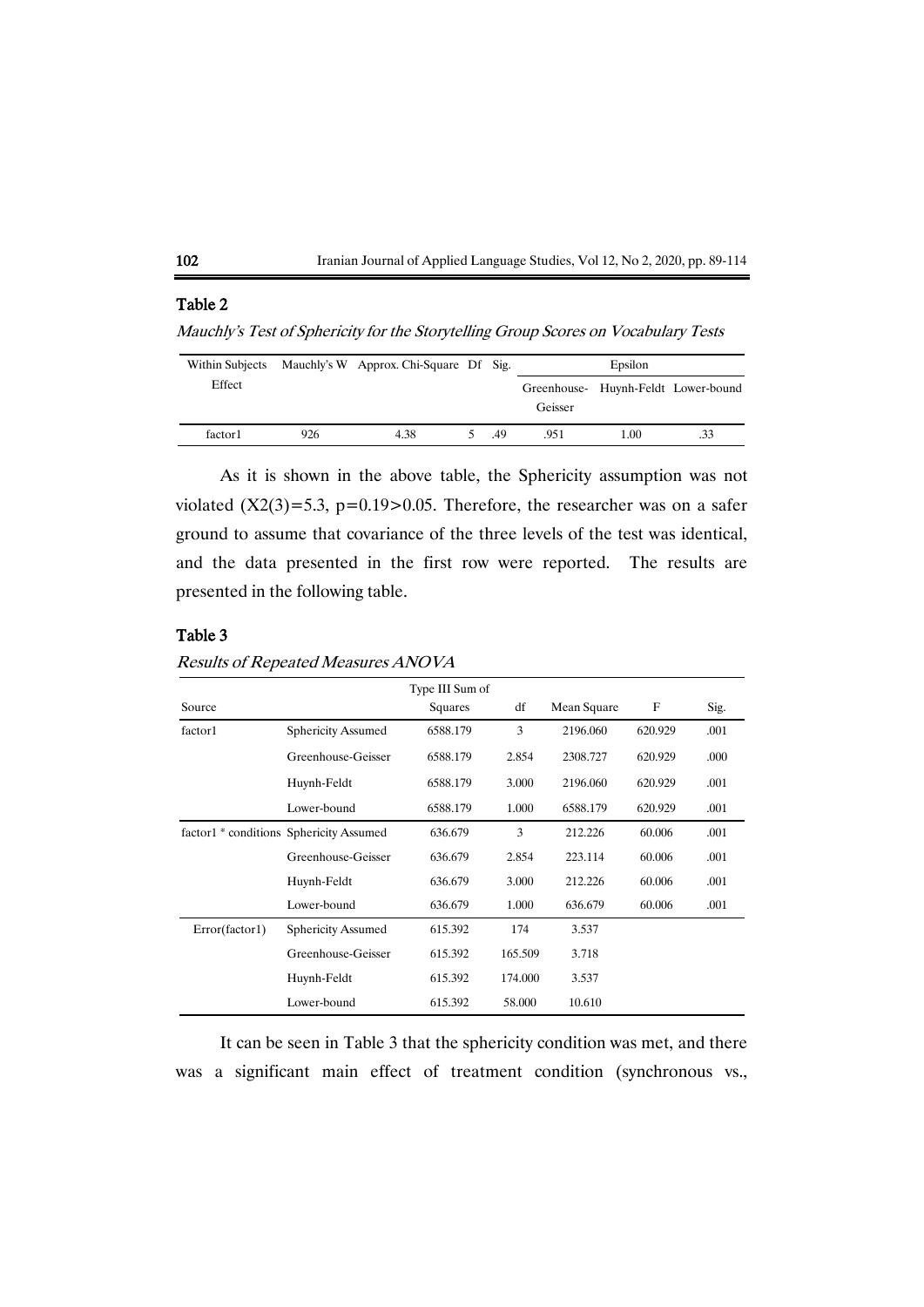**Table 2**

*Mauchly's Test of Sphericity for the Storytelling Group Scores on Vocabulary Tests*

| Within Subjects Effect | Mauchly's W | Approx. Chi-Square | Df | Sig. | Epsilon | | |
|---|---|---|---|---|---|---|---|
| | | | | | Greenhouse-Geisser | Huynh-Feldt | Lower-bound |
| factor1 | 926 | 4.38 | 5 | .49 | .951 | 1.00 | .33 |

As it is shown in the above table, the Sphericity assumption was not violated (X2(3)=5.3, p=0.19>0.05. Therefore, the researcher was on a safer ground to assume that covariance of the three levels of the test was identical, and the data presented in the first row were reported. The results are presented in the following table.

**Table 3**

*Results of Repeated Measures ANOVA*

| Source | | Type III Sum of Squares | df | Mean Square | F | Sig. |
|---|---|---|---|---|---|---|
| factor1 | Sphericity Assumed | 6588.179 | 3 | 2196.060 | 620.929 | .001 |
| | Greenhouse-Geisser | 6588.179 | 2.854 | 2308.727 | 620.929 | .000 |
| | Huynh-Feldt | 6588.179 | 3.000 | 2196.060 | 620.929 | .001 |
| | Lower-bound | 6588.179 | 1.000 | 6588.179 | 620.929 | .001 |
| factor1 * conditions | Sphericity Assumed | 636.679 | 3 | 212.226 | 60.006 | .001 |
| | Greenhouse-Geisser | 636.679 | 2.854 | 223.114 | 60.006 | .001 |
| | Huynh-Feldt | 636.679 | 3.000 | 212.226 | 60.006 | .001 |
| | Lower-bound | 636.679 | 1.000 | 636.679 | 60.006 | .001 |
| Error(factor1) | Sphericity Assumed | 615.392 | 174 | 3.537 | | |
| | Greenhouse-Geisser | 615.392 | 165.509 | 3.718 | | |
| | Huynh-Feldt | 615.392 | 174.000 | 3.537 | | |
| | Lower-bound | 615.392 | 58.000 | 10.610 | | |

It can be seen in Table 3 that the sphericity condition was met, and there was a significant main effect of treatment condition (synchronous vs.,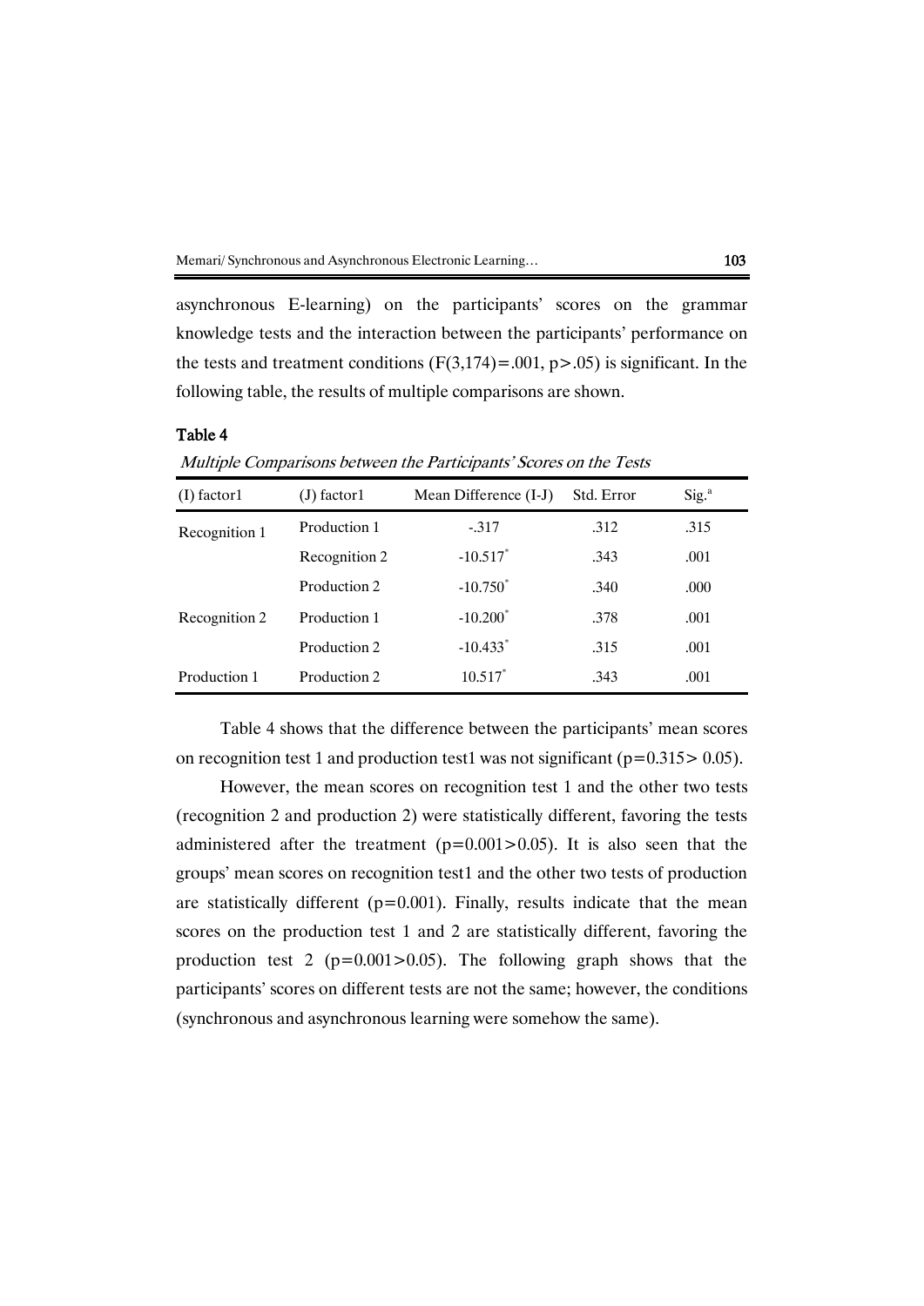asynchronous E-learning) on the participants' scores on the grammar knowledge tests and the interaction between the participants' performance on the tests and treatment conditions ($F(3,174)=.001$, $p>.05$) is significant. In the following table, the results of multiple comparisons are shown.

**Table 4**

*Multiple Comparisons between the Participants' Scores on the Tests*

| (I) factor1 | (J) factor1 | Mean Difference (I-J) | Std. Error | Sig.[a] |
|---|---|---|---|---|
| Recognition 1 | Production 1 | -.317 | .312 | .315 |
| | Recognition 2 | -10.517* | .343 | .001 |
| | Production 2 | -10.750* | .340 | .000 |
| Recognition 2 | Production 1 | -10.200* | .378 | .001 |
| | Production 2 | -10.433* | .315 | .001 |
| Production 1 | Production 2 | 10.517* | .343 | .001 |

Table 4 shows that the difference between the participants' mean scores on recognition test 1 and production test1 was not significant ($p=0.315>0.05$).

However, the mean scores on recognition test 1 and the other two tests (recognition 2 and production 2) were statistically different, favoring the tests administered after the treatment ($p=0.001>0.05$). It is also seen that the groups' mean scores on recognition test1 and the other two tests of production are statistically different ($p=0.001$). Finally, results indicate that the mean scores on the production test 1 and 2 are statistically different, favoring the production test 2 ($p=0.001>0.05$). The following graph shows that the participants' scores on different tests are not the same; however, the conditions (synchronous and asynchronous learning were somehow the same).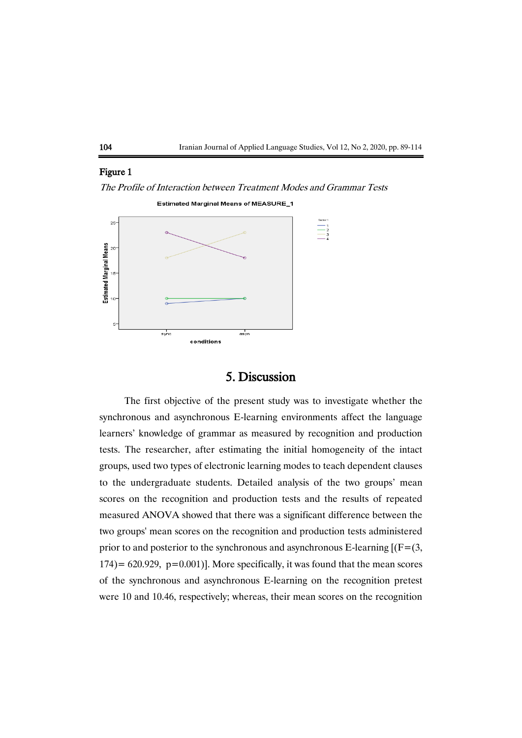**Figure 1**

*The Profile of Interaction between Treatment Modes and Grammar Tests*

## 5. Discussion

The first objective of the present study was to investigate whether the synchronous and asynchronous E-learning environments affect the language learners' knowledge of grammar as measured by recognition and production tests. The researcher, after estimating the initial homogeneity of the intact groups, used two types of electronic learning modes to teach dependent clauses to the undergraduate students. Detailed analysis of the two groups' mean scores on the recognition and production tests and the results of repeated measured ANOVA showed that there was a significant difference between the two groups' mean scores on the recognition and production tests administered prior to and posterior to the synchronous and asynchronous E-learning [$(F=(3, 174)= 620.929,\ p=0.001)$]. More specifically, it was found that the mean scores of the synchronous and asynchronous E-learning on the recognition pretest were 10 and 10.46, respectively; whereas, their mean scores on the recognition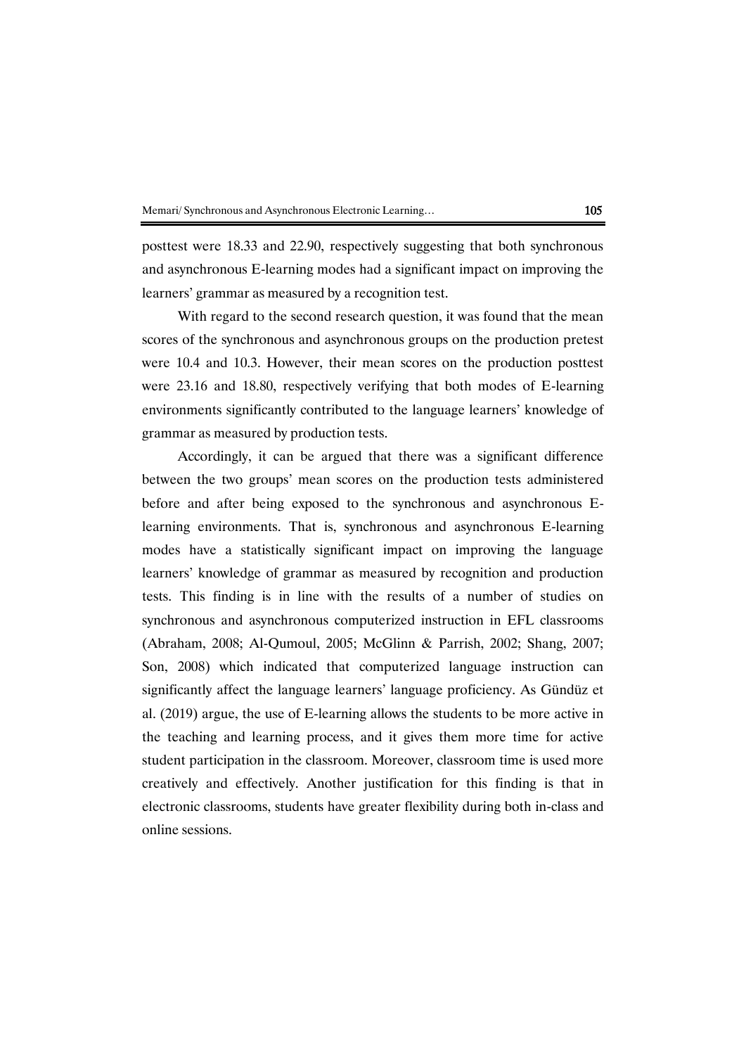posttest were 18.33 and 22.90, respectively suggesting that both synchronous and asynchronous E-learning modes had a significant impact on improving the learners' grammar as measured by a recognition test.

With regard to the second research question, it was found that the mean scores of the synchronous and asynchronous groups on the production pretest were 10.4 and 10.3. However, their mean scores on the production posttest were 23.16 and 18.80, respectively verifying that both modes of E-learning environments significantly contributed to the language learners' knowledge of grammar as measured by production tests.

Accordingly, it can be argued that there was a significant difference between the two groups' mean scores on the production tests administered before and after being exposed to the synchronous and asynchronous E-learning environments. That is, synchronous and asynchronous E-learning modes have a statistically significant impact on improving the language learners' knowledge of grammar as measured by recognition and production tests. This finding is in line with the results of a number of studies on synchronous and asynchronous computerized instruction in EFL classrooms (Abraham, 2008; Al-Qumoul, 2005; McGlinn & Parrish, 2002; Shang, 2007; Son, 2008) which indicated that computerized language instruction can significantly affect the language learners' language proficiency. As Gündüz et al. (2019) argue, the use of E-learning allows the students to be more active in the teaching and learning process, and it gives them more time for active student participation in the classroom. Moreover, classroom time is used more creatively and effectively. Another justification for this finding is that in electronic classrooms, students have greater flexibility during both in-class and online sessions.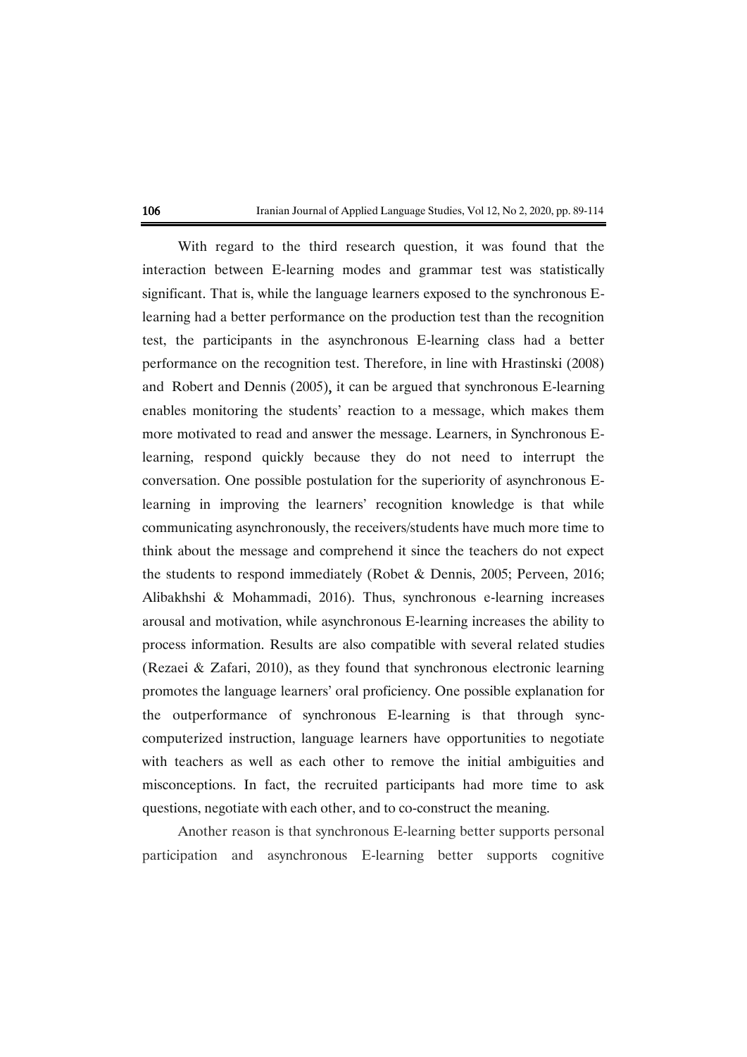With regard to the third research question, it was found that the interaction between E-learning modes and grammar test was statistically significant. That is, while the language learners exposed to the synchronous E-learning had a better performance on the production test than the recognition test, the participants in the asynchronous E-learning class had a better performance on the recognition test. Therefore, in line with Hrastinski (2008) and Robert and Dennis (2005), it can be argued that synchronous E-learning enables monitoring the students' reaction to a message, which makes them more motivated to read and answer the message. Learners, in Synchronous E-learning, respond quickly because they do not need to interrupt the conversation. One possible postulation for the superiority of asynchronous E-learning in improving the learners' recognition knowledge is that while communicating asynchronously, the receivers/students have much more time to think about the message and comprehend it since the teachers do not expect the students to respond immediately (Robet & Dennis, 2005; Perveen, 2016; Alibakhshi & Mohammadi, 2016). Thus, synchronous e-learning increases arousal and motivation, while asynchronous E-learning increases the ability to process information. Results are also compatible with several related studies (Rezaei & Zafari, 2010), as they found that synchronous electronic learning promotes the language learners' oral proficiency. One possible explanation for the outperformance of synchronous E-learning is that through sync-computerized instruction, language learners have opportunities to negotiate with teachers as well as each other to remove the initial ambiguities and misconceptions. In fact, the recruited participants had more time to ask questions, negotiate with each other, and to co-construct the meaning.

Another reason is that synchronous E-learning better supports personal participation and asynchronous E-learning better supports cognitive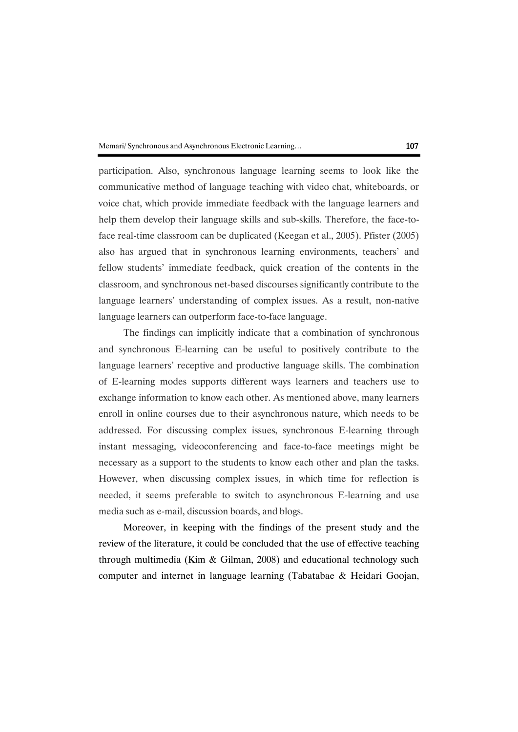participation. Also, synchronous language learning seems to look like the communicative method of language teaching with video chat, whiteboards, or voice chat, which provide immediate feedback with the language learners and help them develop their language skills and sub-skills. Therefore, the face-to-face real-time classroom can be duplicated (Keegan et al., 2005). Pfister (2005) also has argued that in synchronous learning environments, teachers' and fellow students' immediate feedback, quick creation of the contents in the classroom, and synchronous net-based discourses significantly contribute to the language learners' understanding of complex issues. As a result, non-native language learners can outperform face-to-face language.

The findings can implicitly indicate that a combination of synchronous and synchronous E-learning can be useful to positively contribute to the language learners' receptive and productive language skills. The combination of E-learning modes supports different ways learners and teachers use to exchange information to know each other. As mentioned above, many learners enroll in online courses due to their asynchronous nature, which needs to be addressed. For discussing complex issues, synchronous E-learning through instant messaging, videoconferencing and face-to-face meetings might be necessary as a support to the students to know each other and plan the tasks. However, when discussing complex issues, in which time for reflection is needed, it seems preferable to switch to asynchronous E-learning and use media such as e-mail, discussion boards, and blogs.

Moreover, in keeping with the findings of the present study and the review of the literature, it could be concluded that the use of effective teaching through multimedia (Kim & Gilman, 2008) and educational technology such computer and internet in language learning (Tabatabae & Heidari Goojan,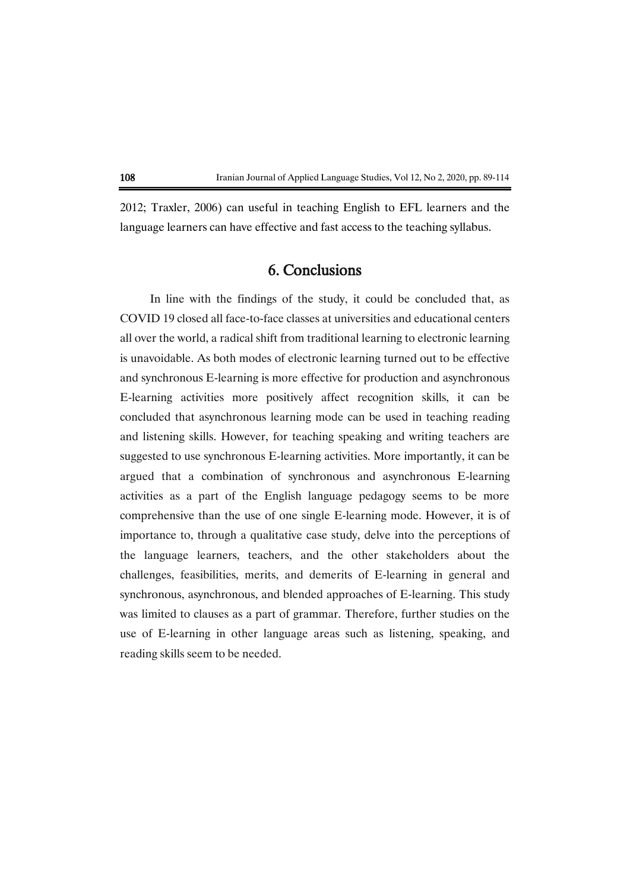2012; Traxler, 2006) can useful in teaching English to EFL learners and the language learners can have effective and fast access to the teaching syllabus.

## 6. Conclusions

In line with the findings of the study, it could be concluded that, as COVID 19 closed all face-to-face classes at universities and educational centers all over the world, a radical shift from traditional learning to electronic learning is unavoidable. As both modes of electronic learning turned out to be effective and synchronous E-learning is more effective for production and asynchronous E-learning activities more positively affect recognition skills, it can be concluded that asynchronous learning mode can be used in teaching reading and listening skills. However, for teaching speaking and writing teachers are suggested to use synchronous E-learning activities. More importantly, it can be argued that a combination of synchronous and asynchronous E-learning activities as a part of the English language pedagogy seems to be more comprehensive than the use of one single E-learning mode. However, it is of importance to, through a qualitative case study, delve into the perceptions of the language learners, teachers, and the other stakeholders about the challenges, feasibilities, merits, and demerits of E-learning in general and synchronous, asynchronous, and blended approaches of E-learning. This study was limited to clauses as a part of grammar. Therefore, further studies on the use of E-learning in other language areas such as listening, speaking, and reading skills seem to be needed.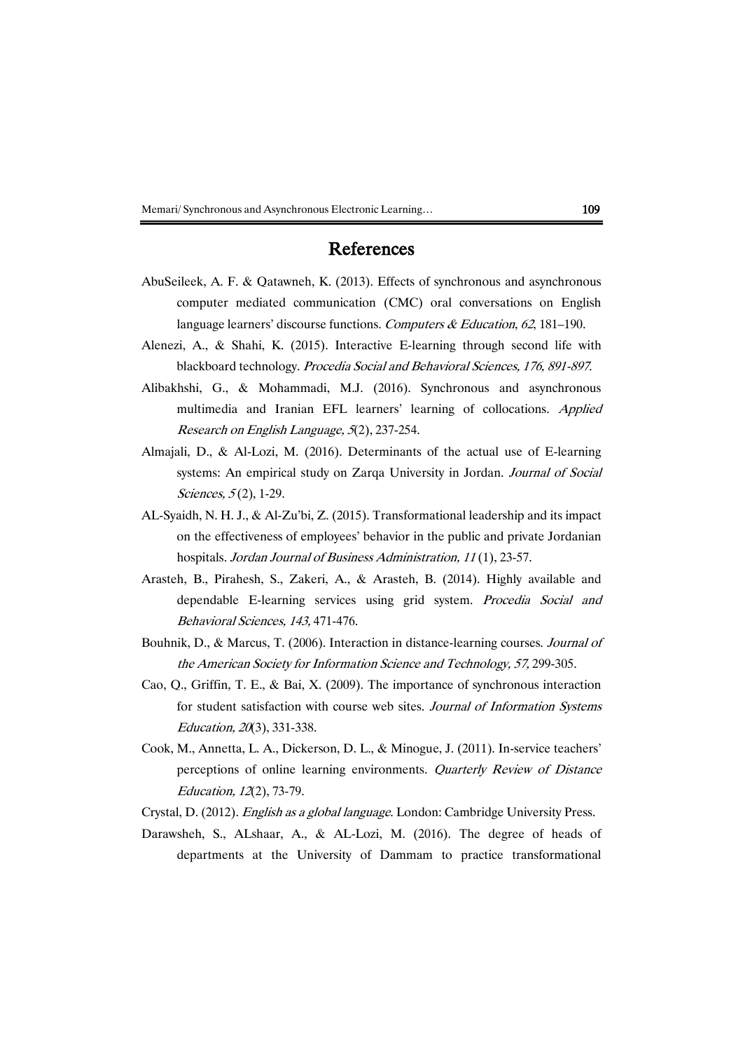# References

AbuSeileek, A. F. & Qatawneh, K. (2013). Effects of synchronous and asynchronous computer mediated communication (CMC) oral conversations on English language learners' discourse functions. *Computers & Education*, *62*, 181–190.

Alenezi, A., & Shahi, K. (2015). Interactive E-learning through second life with blackboard technology. *Procedia Social and Behavioral Sciences, 176, 891-897.*

Alibakhshi, G., & Mohammadi, M.J. (2016). Synchronous and asynchronous multimedia and Iranian EFL learners' learning of collocations. *Applied Research on English Language, 5*(2), 237-254.

Almajali, D., & Al-Lozi, M. (2016). Determinants of the actual use of E-learning systems: An empirical study on Zarqa University in Jordan. *Journal of Social Sciences, 5* (2), 1-29.

AL-Syaidh, N. H. J., & Al-Zu'bi, Z. (2015). Transformational leadership and its impact on the effectiveness of employees' behavior in the public and private Jordanian hospitals. *Jordan Journal of Business Administration, 11* (1), 23-57.

Arasteh, B., Pirahesh, S., Zakeri, A., & Arasteh, B. (2014). Highly available and dependable E-learning services using grid system. *Procedia Social and Behavioral Sciences, 143,* 471-476.

Bouhnik, D., & Marcus, T. (2006). Interaction in distance-learning courses. *Journal of the American Society for Information Science and Technology, 57,* 299-305.

Cao, Q., Griffin, T. E., & Bai, X. (2009). The importance of synchronous interaction for student satisfaction with course web sites. *Journal of Information Systems Education, 20*(3), 331-338.

Cook, M., Annetta, L. A., Dickerson, D. L., & Minogue, J. (2011). In-service teachers' perceptions of online learning environments. *Quarterly Review of Distance Education, 12*(2), 73-79.

Crystal, D. (2012). *English as a global language*. London: Cambridge University Press.

Darawsheh, S., ALshaar, A., & AL-Lozi, M. (2016). The degree of heads of departments at the University of Dammam to practice transformational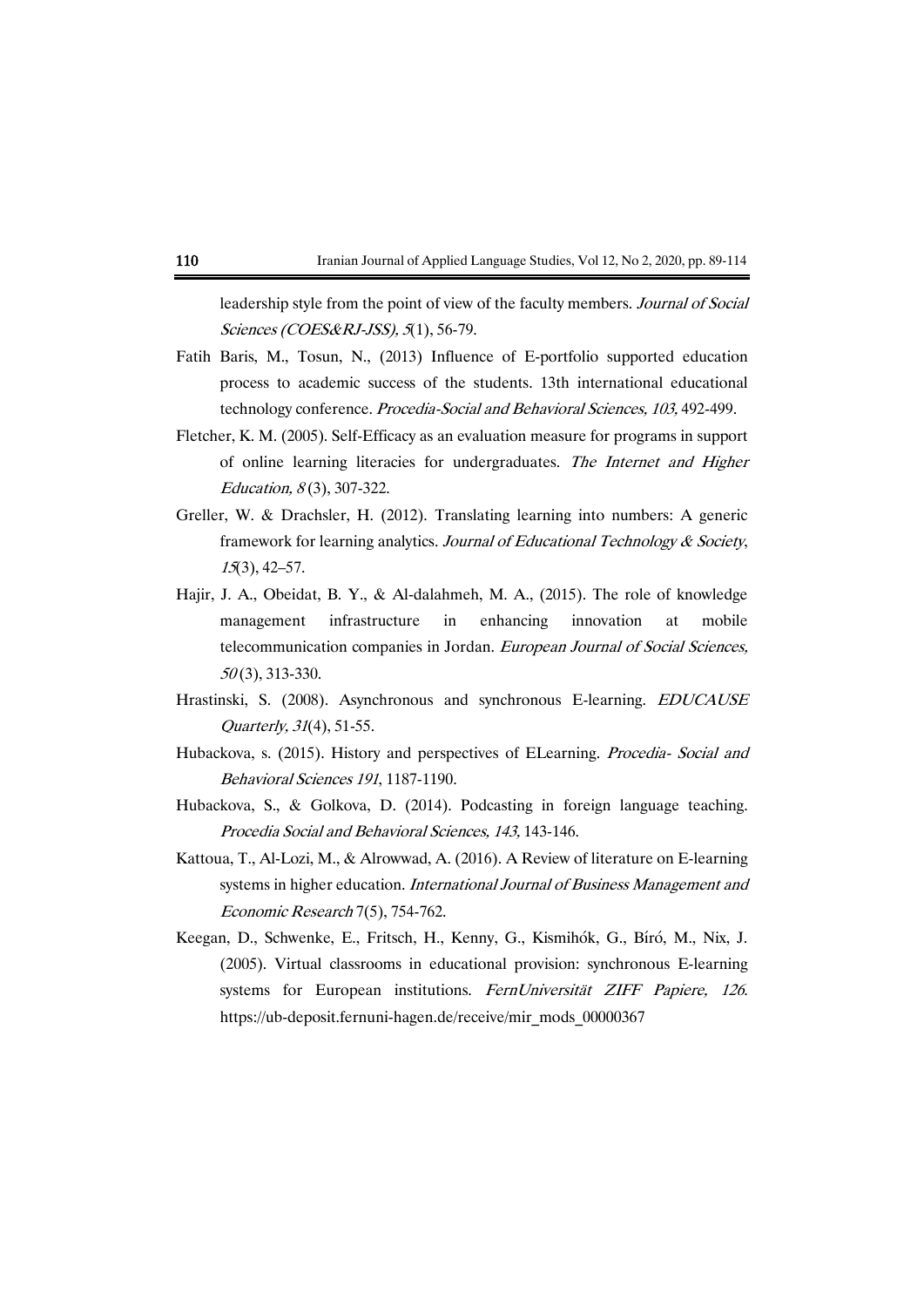leadership style from the point of view of the faculty members. *Journal of Social Sciences (COES&RJ-JSS), 5*(1), 56-79.

Fatih Baris, M., Tosun, N., (2013) Influence of E-portfolio supported education process to academic success of the students. 13th international educational technology conference. *Procedia-Social and Behavioral Sciences, 103,* 492-499.

Fletcher, K. M. (2005). Self-Efficacy as an evaluation measure for programs in support of online learning literacies for undergraduates. *The Internet and Higher Education, 8* (3), 307-322.

Greller, W. & Drachsler, H. (2012). Translating learning into numbers: A generic framework for learning analytics. *Journal of Educational Technology & Society*, *15*(3), 42–57.

Hajir, J. A., Obeidat, B. Y., & Al-dalahmeh, M. A., (2015). The role of knowledge management infrastructure in enhancing innovation at mobile telecommunication companies in Jordan. *European Journal of Social Sciences, 50* (3), 313-330.

Hrastinski, S. (2008). Asynchronous and synchronous E-learning. *EDUCAUSE Quarterly, 31*(4), 51-55.

Hubackova, s. (2015). History and perspectives of ELearning. *Procedia- Social and Behavioral Sciences 191*, 1187-1190.

Hubackova, S., & Golkova, D. (2014). Podcasting in foreign language teaching. *Procedia Social and Behavioral Sciences, 143,* 143-146.

Kattoua, T., Al-Lozi, M., & Alrowwad, A. (2016). A Review of literature on E-learning systems in higher education. *International Journal of Business Management and Economic Research* 7(5), 754-762.

Keegan, D., Schwenke, E., Fritsch, H., Kenny, G., Kismihók, G., Bíró, M., Nix, J. (2005). Virtual classrooms in educational provision: synchronous E-learning systems for European institutions. *FernUniversität ZIFF Papiere, 126*. https://ub-deposit.fernuni-hagen.de/receive/mir_mods_00000367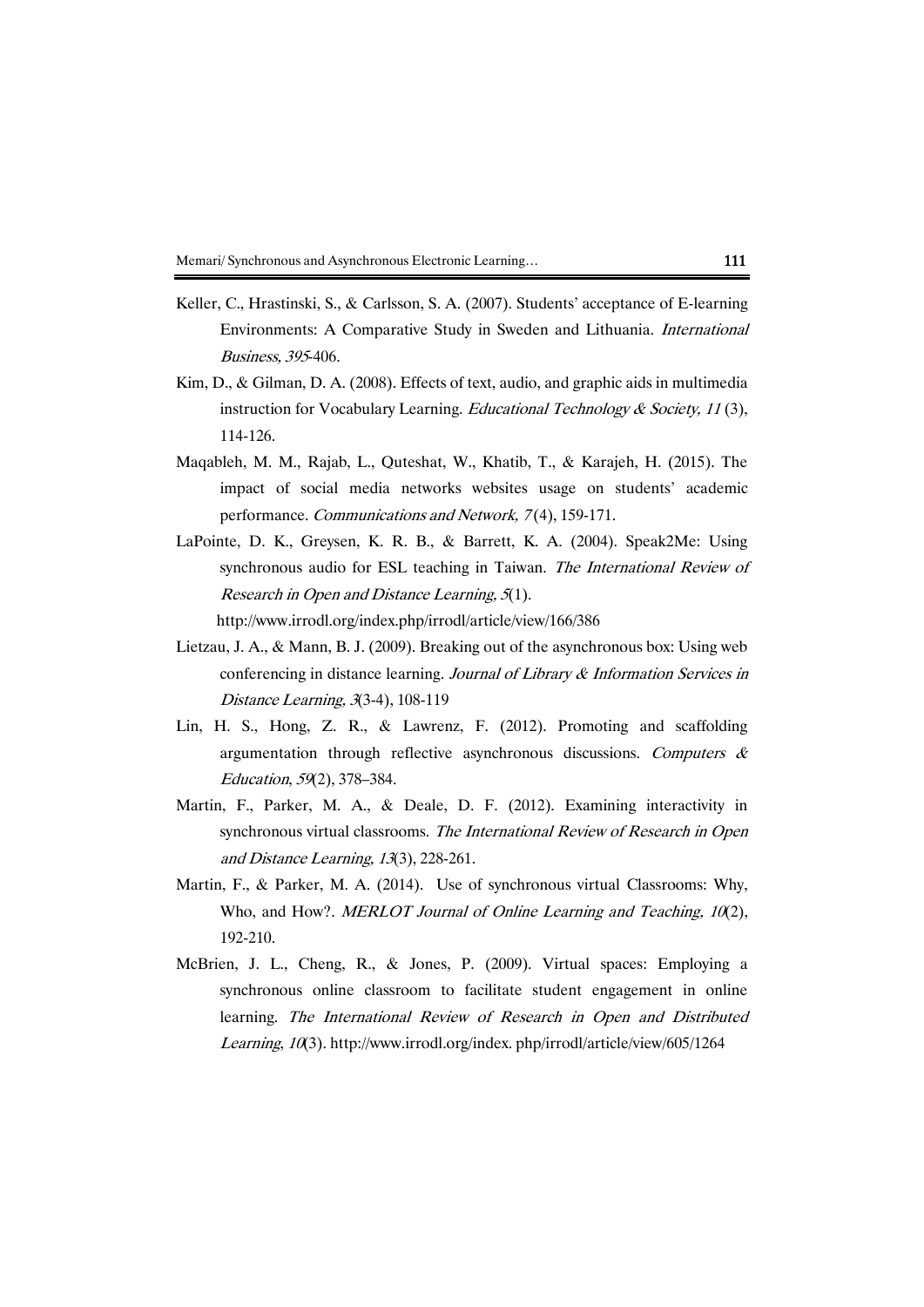Keller, C., Hrastinski, S., & Carlsson, S. A. (2007). Students' acceptance of E-learning Environments: A Comparative Study in Sweden and Lithuania. *International Business, 395*-406.

Kim, D., & Gilman, D. A. (2008). Effects of text, audio, and graphic aids in multimedia instruction for Vocabulary Learning. *Educational Technology & Society, 11* (3), 114-126.

Maqableh, M. M., Rajab, L., Quteshat, W., Khatib, T., & Karajeh, H. (2015). The impact of social media networks websites usage on students' academic performance. *Communications and Network, 7* (4), 159-171.

LaPointe, D. K., Greysen, K. R. B., & Barrett, K. A. (2004). Speak2Me: Using synchronous audio for ESL teaching in Taiwan. *The International Review of Research in Open and Distance Learning, 5*(1). http://www.irrodl.org/index.php/irrodl/article/view/166/386

Lietzau, J. A., & Mann, B. J. (2009). Breaking out of the asynchronous box: Using web conferencing in distance learning. *Journal of Library & Information Services in Distance Learning, 3*(3-4), 108-119

Lin, H. S., Hong, Z. R., & Lawrenz, F. (2012). Promoting and scaffolding argumentation through reflective asynchronous discussions. *Computers & Education*, *59*(2), 378–384.

Martin, F., Parker, M. A., & Deale, D. F. (2012). Examining interactivity in synchronous virtual classrooms. *The International Review of Research in Open and Distance Learning, 13*(3), 228-261.

Martin, F., & Parker, M. A. (2014). Use of synchronous virtual Classrooms: Why, Who, and How?. *MERLOT Journal of Online Learning and Teaching, 10*(2), 192-210.

McBrien, J. L., Cheng, R., & Jones, P. (2009). Virtual spaces: Employing a synchronous online classroom to facilitate student engagement in online learning. *The International Review of Research in Open and Distributed Learning*, *10*(3). http://www.irrodl.org/index. php/irrodl/article/view/605/1264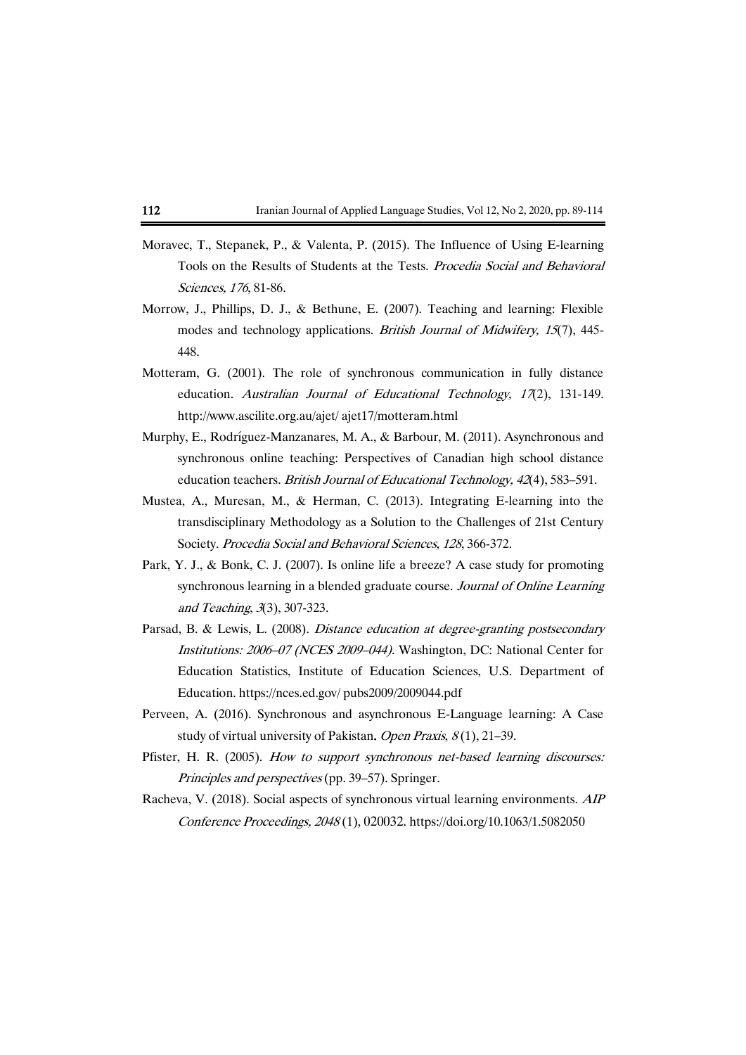Moravec, T., Stepanek, P., & Valenta, P. (2015). The Influence of Using E-learning Tools on the Results of Students at the Tests. *Procedia Social and Behavioral Sciences, 176*, 81-86.

Morrow, J., Phillips, D. J., & Bethune, E. (2007). Teaching and learning: Flexible modes and technology applications. *British Journal of Midwifery, 15*(7), 445-448.

Motteram, G. (2001). The role of synchronous communication in fully distance education. *Australian Journal of Educational Technology, 17*(2), 131-149. http://www.ascilite.org.au/ajet/ ajet17/motteram.html

Murphy, E., Rodríguez-Manzanares, M. A., & Barbour, M. (2011). Asynchronous and synchronous online teaching: Perspectives of Canadian high school distance education teachers. *British Journal of Educational Technology, 42*(4), 583–591.

Mustea, A., Muresan, M., & Herman, C. (2013). Integrating E-learning into the transdisciplinary Methodology as a Solution to the Challenges of 21st Century Society. *Procedia Social and Behavioral Sciences, 128*, 366-372.

Park, Y. J., & Bonk, C. J. (2007). Is online life a breeze? A case study for promoting synchronous learning in a blended graduate course. *Journal of Online Learning and Teaching*, *3*(3), 307-323.

Parsad, B. & Lewis, L. (2008). *Distance education at degree-granting postsecondary Institutions: 2006–07 (NCES 2009–044).* Washington, DC: National Center for Education Statistics, Institute of Education Sciences, U.S. Department of Education. https://nces.ed.gov/ pubs2009/2009044.pdf

Perveen, A. (2016). Synchronous and asynchronous E-Language learning: A Case study of virtual university of Pakistan**.** *Open Praxis*, *8* (1), 21–39.

Pfister, H. R. (2005). *How to support synchronous net-based learning discourses: Principles and perspectives* (pp. 39–57). Springer.

Racheva, V. (2018). Social aspects of synchronous virtual learning environments. *AIP Conference Proceedings, 2048* (1), 020032. https://doi.org/10.1063/1.5082050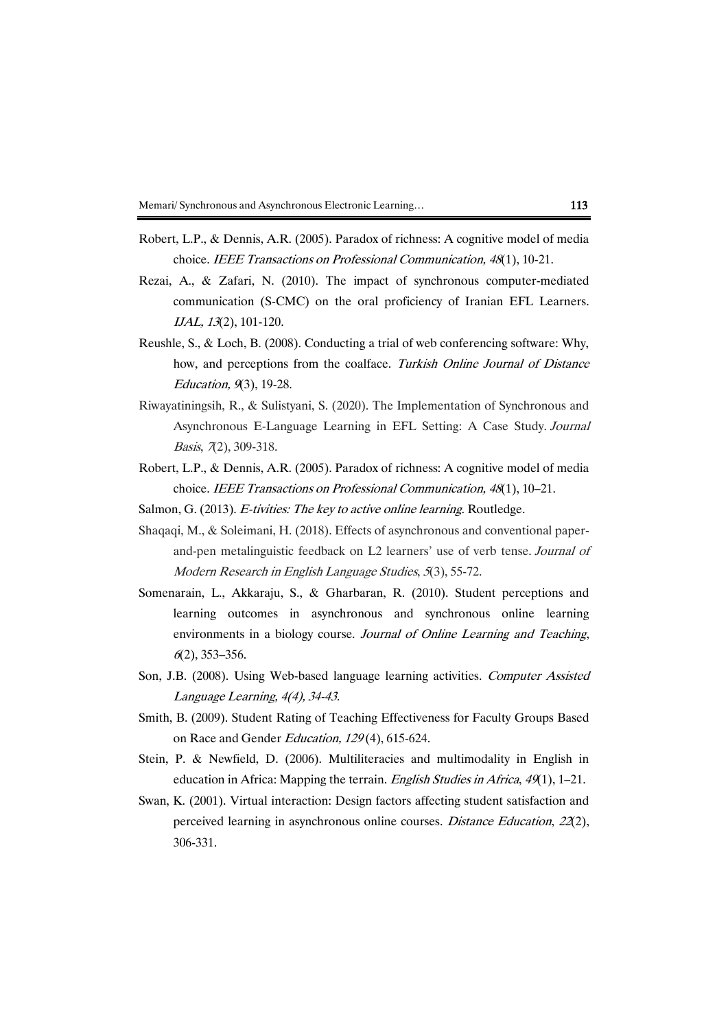Robert, L.P., & Dennis, A.R. (2005). Paradox of richness: A cognitive model of media choice. *IEEE Transactions on Professional Communication, 48*(1), 10-21.

Rezai, A., & Zafari, N. (2010). The impact of synchronous computer-mediated communication (S-CMC) on the oral proficiency of Iranian EFL Learners. *IJAL, 13*(2), 101-120.

Reushle, S., & Loch, B. (2008). Conducting a trial of web conferencing software: Why, how, and perceptions from the coalface. *Turkish Online Journal of Distance Education, 9*(3), 19-28.

Riwayatiningsih, R., & Sulistyani, S. (2020). The Implementation of Synchronous and Asynchronous E-Language Learning in EFL Setting: A Case Study. *Journal Basis*, *7*(2), 309-318.

Robert, L.P., & Dennis, A.R. (2005). Paradox of richness: A cognitive model of media choice. *IEEE Transactions on Professional Communication, 48*(1), 10–21.

Salmon, G. (2013). *E-tivities: The key to active online learning*. Routledge.

Shaqaqi, M., & Soleimani, H. (2018). Effects of asynchronous and conventional paper-and-pen metalinguistic feedback on L2 learners' use of verb tense. *Journal of Modern Research in English Language Studies*, *5*(3), 55-72.

Somenarain, L., Akkaraju, S., & Gharbaran, R. (2010). Student perceptions and learning outcomes in asynchronous and synchronous online learning environments in a biology course. *Journal of Online Learning and Teaching*, *6*(2), 353–356.

Son, J.B. (2008). Using Web-based language learning activities. *Computer Assisted Language Learning, 4(4), 34-43.*

Smith, B. (2009). Student Rating of Teaching Effectiveness for Faculty Groups Based on Race and Gender *Education, 129* (4), 615-624.

Stein, P. & Newfield, D. (2006). Multiliteracies and multimodality in English in education in Africa: Mapping the terrain. *English Studies in Africa*, *49*(1), 1–21.

Swan, K. (2001). Virtual interaction: Design factors affecting student satisfaction and perceived learning in asynchronous online courses. *Distance Education*, *22*(2), 306-331.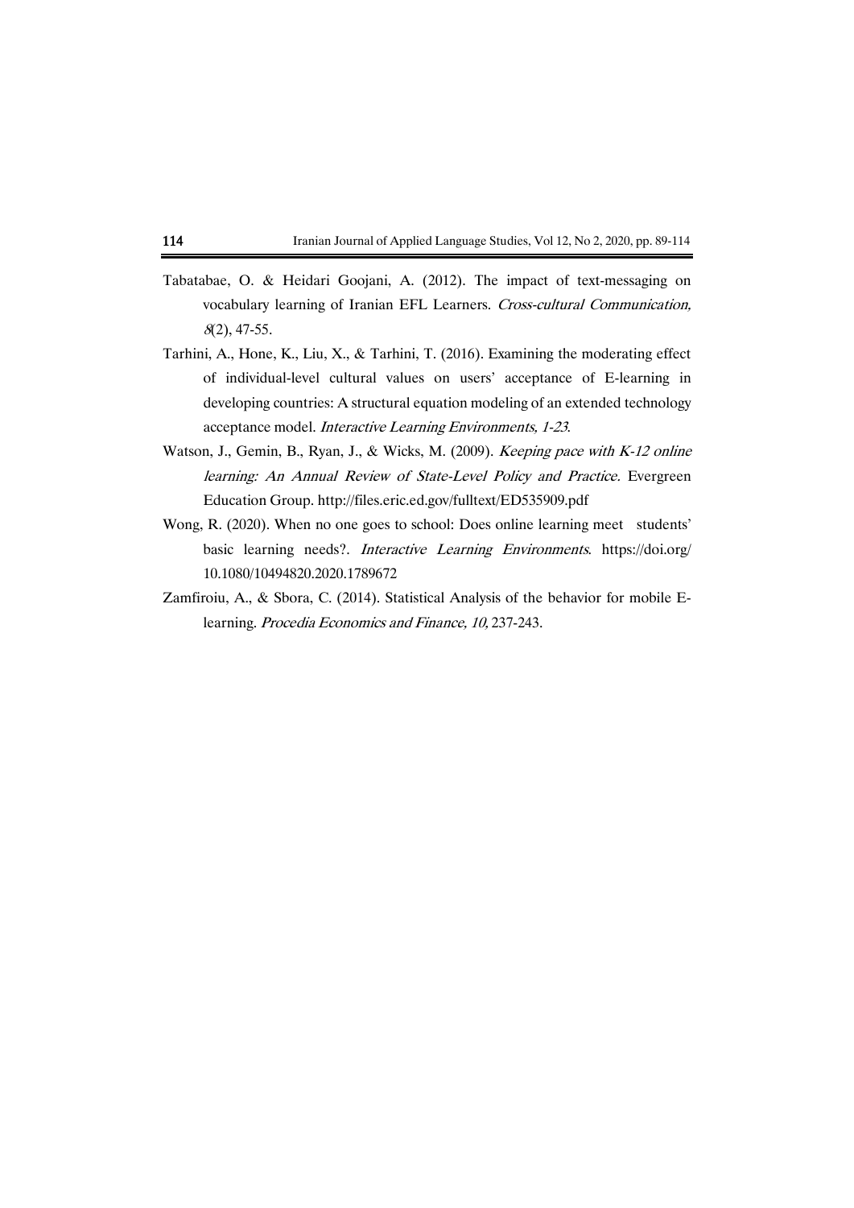Tabatabae, O. & Heidari Goojani, A. (2012). The impact of text-messaging on vocabulary learning of Iranian EFL Learners. *Cross-cultural Communication, 8*(2), 47-55.

Tarhini, A., Hone, K., Liu, X., & Tarhini, T. (2016). Examining the moderating effect of individual-level cultural values on users' acceptance of E-learning in developing countries: A structural equation modeling of an extended technology acceptance model. *Interactive Learning Environments, 1-23*.

Watson, J., Gemin, B., Ryan, J., & Wicks, M. (2009). *Keeping pace with K-12 online learning: An Annual Review of State-Level Policy and Practice*. Evergreen Education Group. http://files.eric.ed.gov/fulltext/ED535909.pdf

Wong, R. (2020). When no one goes to school: Does online learning meet students' basic learning needs?. *Interactive Learning Environments*. https://doi.org/10.1080/10494820.2020.1789672

Zamfiroiu, A., & Sbora, C. (2014). Statistical Analysis of the behavior for mobile E-learning. *Procedia Economics and Finance, 10,* 237-243.